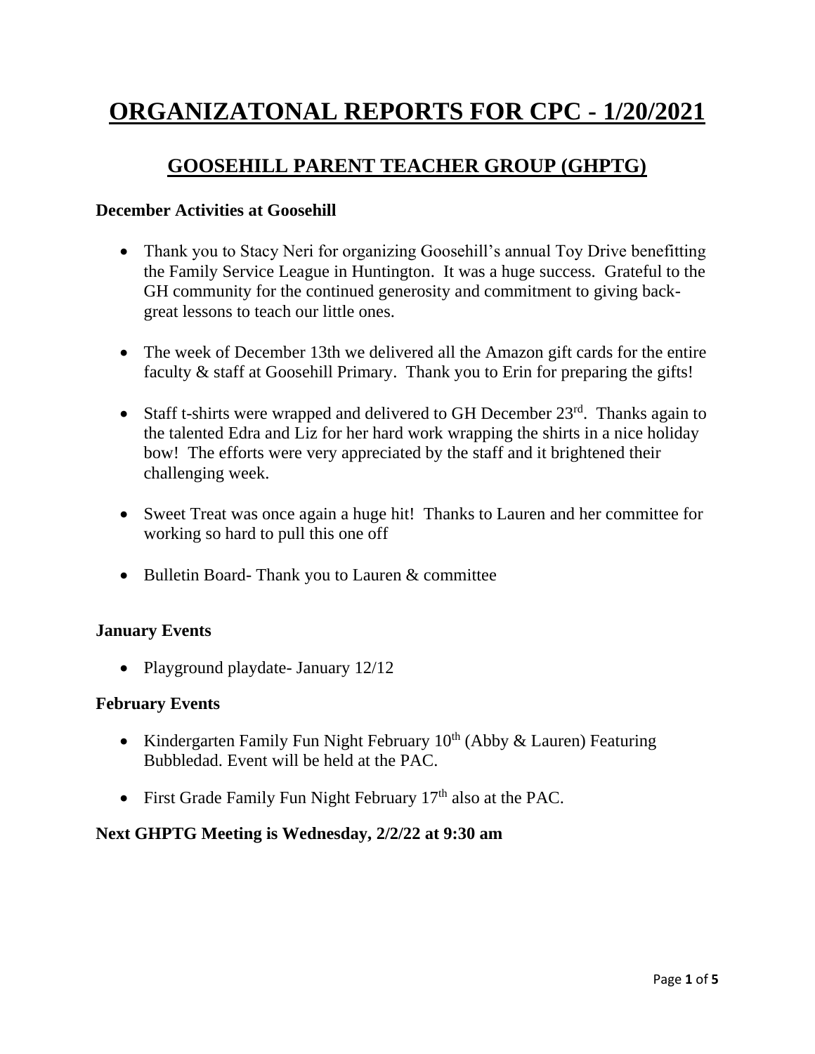# ORGANIZATONAL REPORTS FOR CPC - 1/20/2021

## GOOSEHILL PARENT TEACHER GROUP (GHPTG)

**December Activities at Goosehill**

- Thank you to Stacy Neri for organizing Goosehill's annual Toy Drive benefitting the Family Service League in Huntington. It was a huge success. Grateful to the GH community for the continued generosity and commitment to giving back- great lessons to teach our little ones.
- The week of December 13th we delivered all the Amazon gift cards for the entire faculty & staff at Goosehill Primary. Thank you to Erin for preparing the gifts!
- Staff t-shirts were wrapped and delivered to GH December 23rd. Thanks again to the talented Edra and Liz for her hard work wrapping the shirts in a nice holiday bow! The efforts were very appreciated by the staff and it brightened their challenging week.
- Sweet Treat was once again a huge hit! Thanks to Lauren and her committee for working so hard to pull this one off
- Bulletin Board- Thank you to Lauren & committee

**January Events**

- Playground playdate- January 12/12

**February Events**

- Kindergarten Family Fun Night February 10th (Abby & Lauren) Featuring Bubbledad. Event will be held at the PAC.
- First Grade Family Fun Night February 17th also at the PAC.

**Next GHPTG Meeting is Wednesday, 2/2/22 at 9:30 am**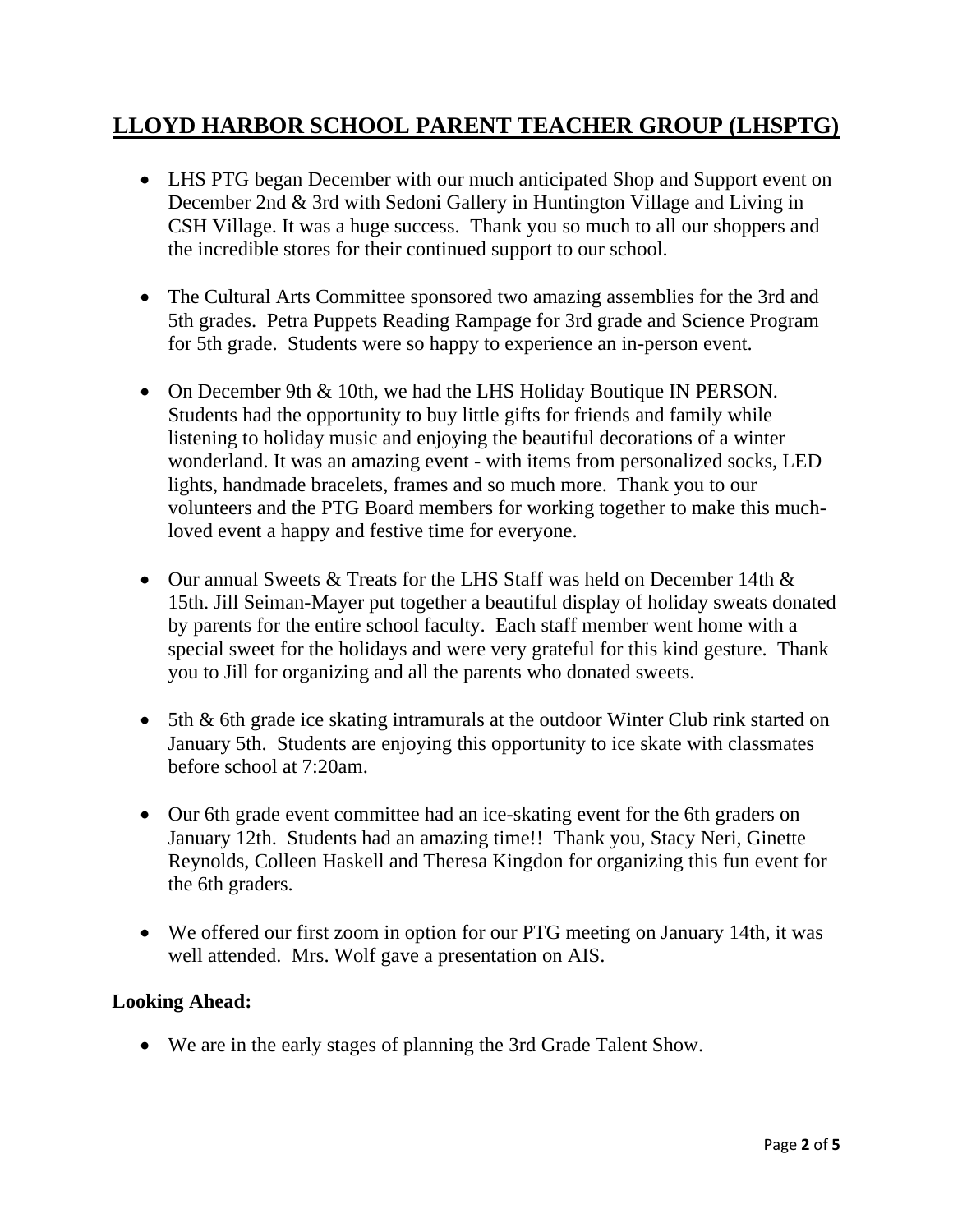# LLOYD HARBOR SCHOOL PARENT TEACHER GROUP (LHSPTG)

- LHS PTG began December with our much anticipated Shop and Support event on December 2nd & 3rd with Sedoni Gallery in Huntington Village and Living in CSH Village. It was a huge success. Thank you so much to all our shoppers and the incredible stores for their continued support to our school.

- The Cultural Arts Committee sponsored two amazing assemblies for the 3rd and 5th grades. Petra Puppets Reading Rampage for 3rd grade and Science Program for 5th grade. Students were so happy to experience an in-person event.

- On December 9th & 10th, we had the LHS Holiday Boutique IN PERSON. Students had the opportunity to buy little gifts for friends and family while listening to holiday music and enjoying the beautiful decorations of a winter wonderland. It was an amazing event - with items from personalized socks, LED lights, handmade bracelets, frames and so much more. Thank you to our volunteers and the PTG Board members for working together to make this much-loved event a happy and festive time for everyone.

- Our annual Sweets & Treats for the LHS Staff was held on December 14th & 15th. Jill Seiman-Mayer put together a beautiful display of holiday sweats donated by parents for the entire school faculty. Each staff member went home with a special sweet for the holidays and were very grateful for this kind gesture. Thank you to Jill for organizing and all the parents who donated sweets.

- 5th & 6th grade ice skating intramurals at the outdoor Winter Club rink started on January 5th. Students are enjoying this opportunity to ice skate with classmates before school at 7:20am.

- Our 6th grade event committee had an ice-skating event for the 6th graders on January 12th. Students had an amazing time!! Thank you, Stacy Neri, Ginette Reynolds, Colleen Haskell and Theresa Kingdon for organizing this fun event for the 6th graders.

- We offered our first zoom in option for our PTG meeting on January 14th, it was well attended. Mrs. Wolf gave a presentation on AIS.

**Looking Ahead:**

- We are in the early stages of planning the 3rd Grade Talent Show.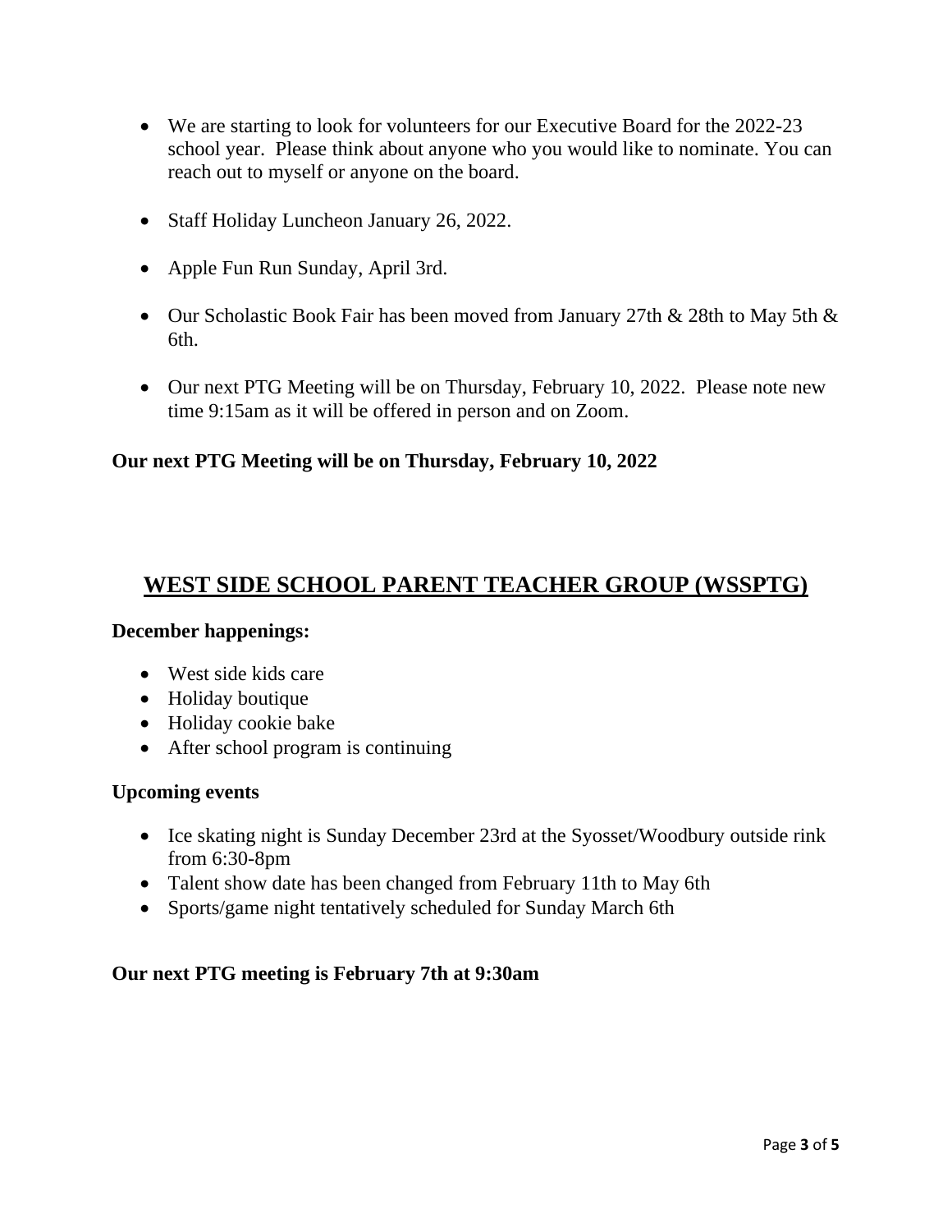- We are starting to look for volunteers for our Executive Board for the 2022-23 school year. Please think about anyone who you would like to nominate. You can reach out to myself or anyone on the board.

- Staff Holiday Luncheon January 26, 2022.

- Apple Fun Run Sunday, April 3rd.

- Our Scholastic Book Fair has been moved from January 27th & 28th to May 5th & 6th.

- Our next PTG Meeting will be on Thursday, February 10, 2022. Please note new time 9:15am as it will be offered in person and on Zoom.

**Our next PTG Meeting will be on Thursday, February 10, 2022**

## WEST SIDE SCHOOL PARENT TEACHER GROUP (WSSPTG)

**December happenings:**

- West side kids care
- Holiday boutique
- Holiday cookie bake
- After school program is continuing

**Upcoming events**

- Ice skating night is Sunday December 23rd at the Syosset/Woodbury outside rink from 6:30-8pm
- Talent show date has been changed from February 11th to May 6th
- Sports/game night tentatively scheduled for Sunday March 6th

**Our next PTG meeting is February 7th at 9:30am**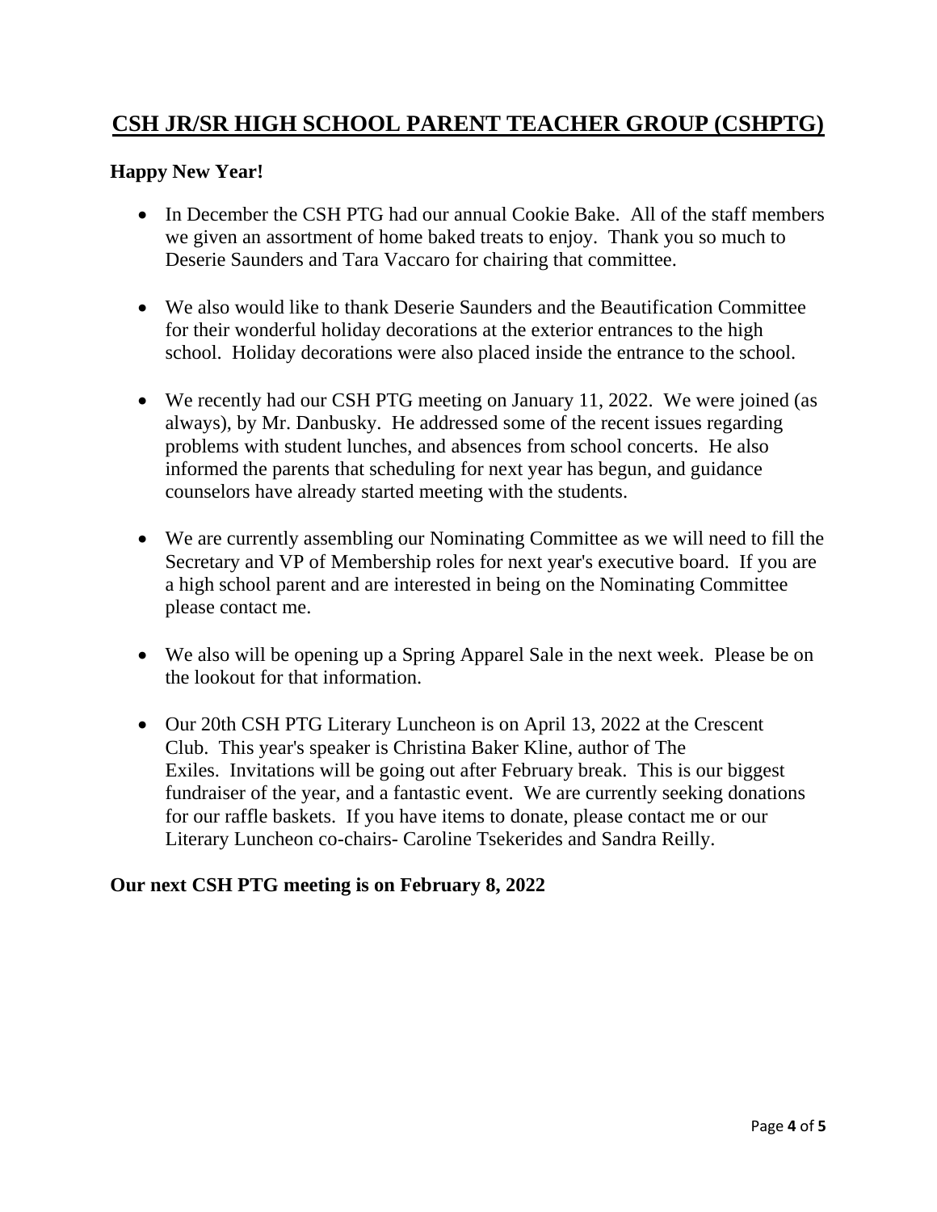# CSH JR/SR HIGH SCHOOL PARENT TEACHER GROUP (CSHPTG)

**Happy New Year!**

- In December the CSH PTG had our annual Cookie Bake. All of the staff members we given an assortment of home baked treats to enjoy. Thank you so much to Deserie Saunders and Tara Vaccaro for chairing that committee.

- We also would like to thank Deserie Saunders and the Beautification Committee for their wonderful holiday decorations at the exterior entrances to the high school. Holiday decorations were also placed inside the entrance to the school.

- We recently had our CSH PTG meeting on January 11, 2022. We were joined (as always), by Mr. Danbusky. He addressed some of the recent issues regarding problems with student lunches, and absences from school concerts. He also informed the parents that scheduling for next year has begun, and guidance counselors have already started meeting with the students.

- We are currently assembling our Nominating Committee as we will need to fill the Secretary and VP of Membership roles for next year's executive board. If you are a high school parent and are interested in being on the Nominating Committee please contact me.

- We also will be opening up a Spring Apparel Sale in the next week. Please be on the lookout for that information.

- Our 20th CSH PTG Literary Luncheon is on April 13, 2022 at the Crescent Club. This year's speaker is Christina Baker Kline, author of The Exiles. Invitations will be going out after February break. This is our biggest fundraiser of the year, and a fantastic event. We are currently seeking donations for our raffle baskets. If you have items to donate, please contact me or our Literary Luncheon co-chairs- Caroline Tsekerides and Sandra Reilly.

**Our next CSH PTG meeting is on February 8, 2022**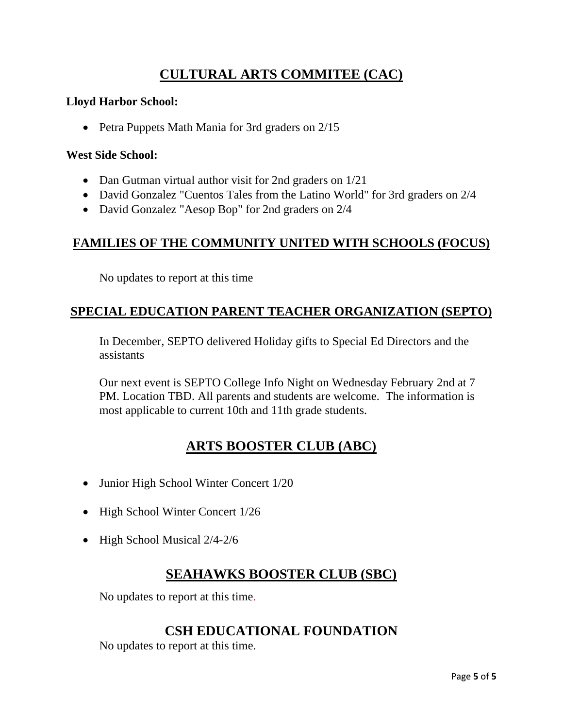## CULTURAL ARTS COMMITEE (CAC)

**Lloyd Harbor School:**

- Petra Puppets Math Mania for 3rd graders on 2/15

**West Side School:**

- Dan Gutman virtual author visit for 2nd graders on 1/21
- David Gonzalez "Cuentos Tales from the Latino World" for 3rd graders on 2/4
- David Gonzalez "Aesop Bop" for 2nd graders on 2/4

## FAMILIES OF THE COMMUNITY UNITED WITH SCHOOLS (FOCUS)

No updates to report at this time

## SPECIAL EDUCATION PARENT TEACHER ORGANIZATION (SEPTO)

In December, SEPTO delivered Holiday gifts to Special Ed Directors and the assistants

Our next event is SEPTO College Info Night on Wednesday February 2nd at 7 PM. Location TBD. All parents and students are welcome. The information is most applicable to current 10th and 11th grade students.

## ARTS BOOSTER CLUB (ABC)

- Junior High School Winter Concert 1/20
- High School Winter Concert 1/26
- High School Musical 2/4-2/6

## SEAHAWKS BOOSTER CLUB (SBC)

No updates to report at this time.

## CSH EDUCATIONAL FOUNDATION

No updates to report at this time.